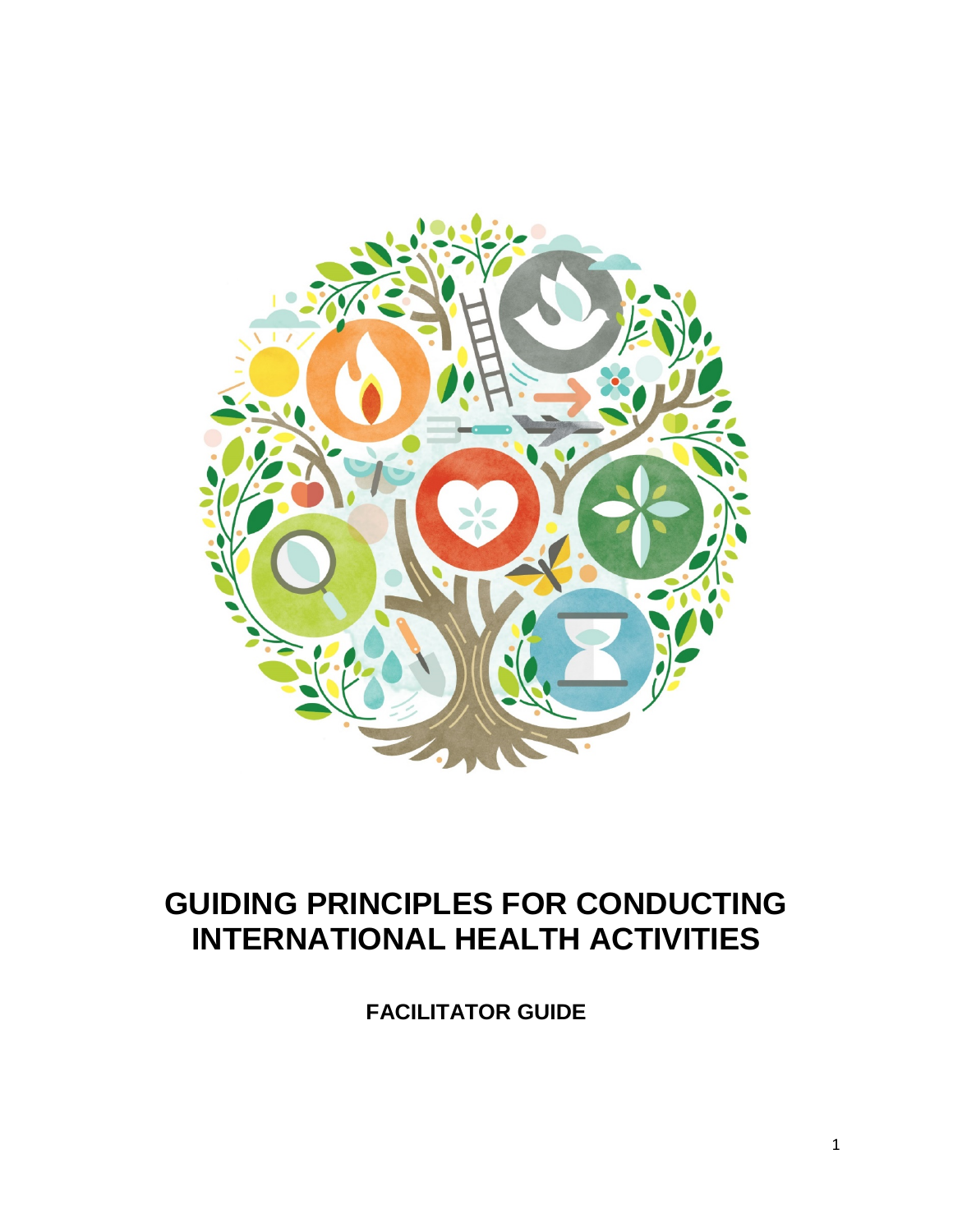# GUIDING PRINCIPLES FOR CONDUCTING INTERNATIONAL HEALTH ACTIVITIES

**FACILITATOR GUIDE**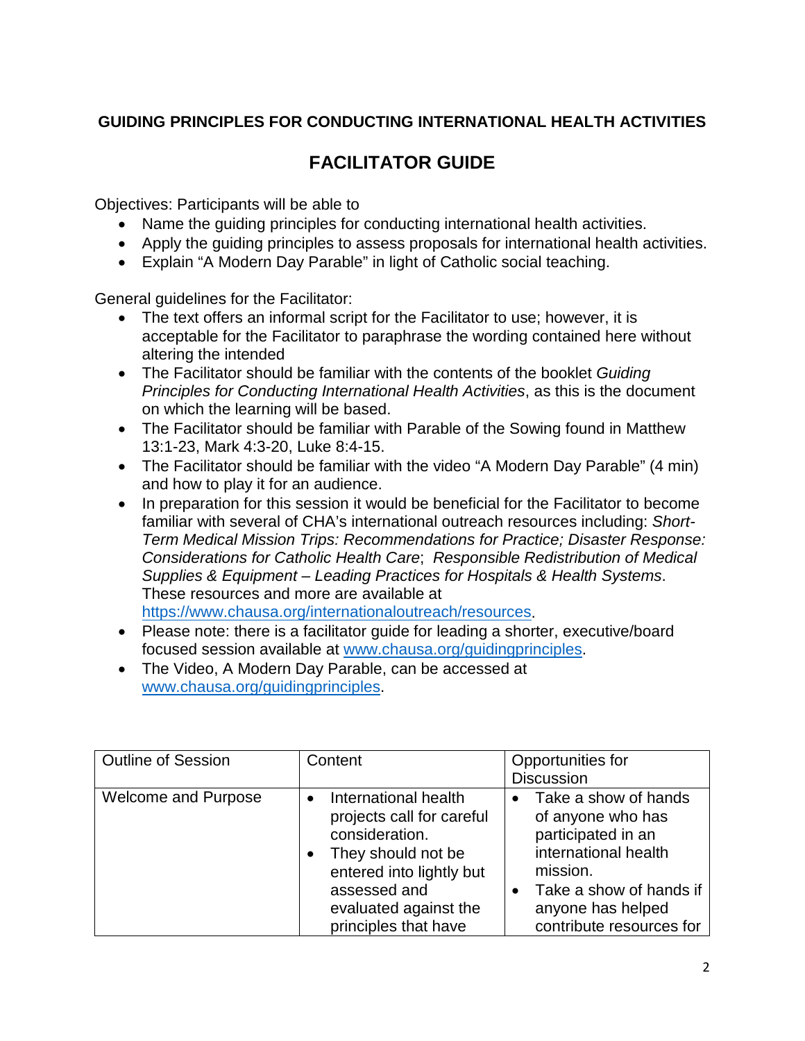**GUIDING PRINCIPLES FOR CONDUCTING INTERNATIONAL HEALTH ACTIVITIES**

## FACILITATOR GUIDE

Objectives: Participants will be able to

- Name the guiding principles for conducting international health activities.
- Apply the guiding principles to assess proposals for international health activities.
- Explain "A Modern Day Parable" in light of Catholic social teaching.

General guidelines for the Facilitator:

- The text offers an informal script for the Facilitator to use; however, it is acceptable for the Facilitator to paraphrase the wording contained here without altering the intended
- The Facilitator should be familiar with the contents of the booklet *Guiding Principles for Conducting International Health Activities*, as this is the document on which the learning will be based.
- The Facilitator should be familiar with Parable of the Sowing found in Matthew 13:1-23, Mark 4:3-20, Luke 8:4-15.
- The Facilitator should be familiar with the video "A Modern Day Parable" (4 min) and how to play it for an audience.
- In preparation for this session it would be beneficial for the Facilitator to become familiar with several of CHA's international outreach resources including: *Short-Term Medical Mission Trips: Recommendations for Practice; Disaster Response: Considerations for Catholic Health Care*; *Responsible Redistribution of Medical Supplies & Equipment – Leading Practices for Hospitals & Health Systems*. These resources and more are available at https://www.chausa.org/internationaloutreach/resources.
- Please note: there is a facilitator guide for leading a shorter, executive/board focused session available at www.chausa.org/guidingprinciples.
- The Video, A Modern Day Parable, can be accessed at www.chausa.org/guidingprinciples.

| Outline of Session | Content | Opportunities for Discussion |
| --- | --- | --- |
| Welcome and Purpose | • International health projects call for careful consideration.<br>• They should not be entered into lightly but assessed and evaluated against the principles that have | • Take a show of hands of anyone who has participated in an international health mission.<br>• Take a show of hands if anyone has helped contribute resources for |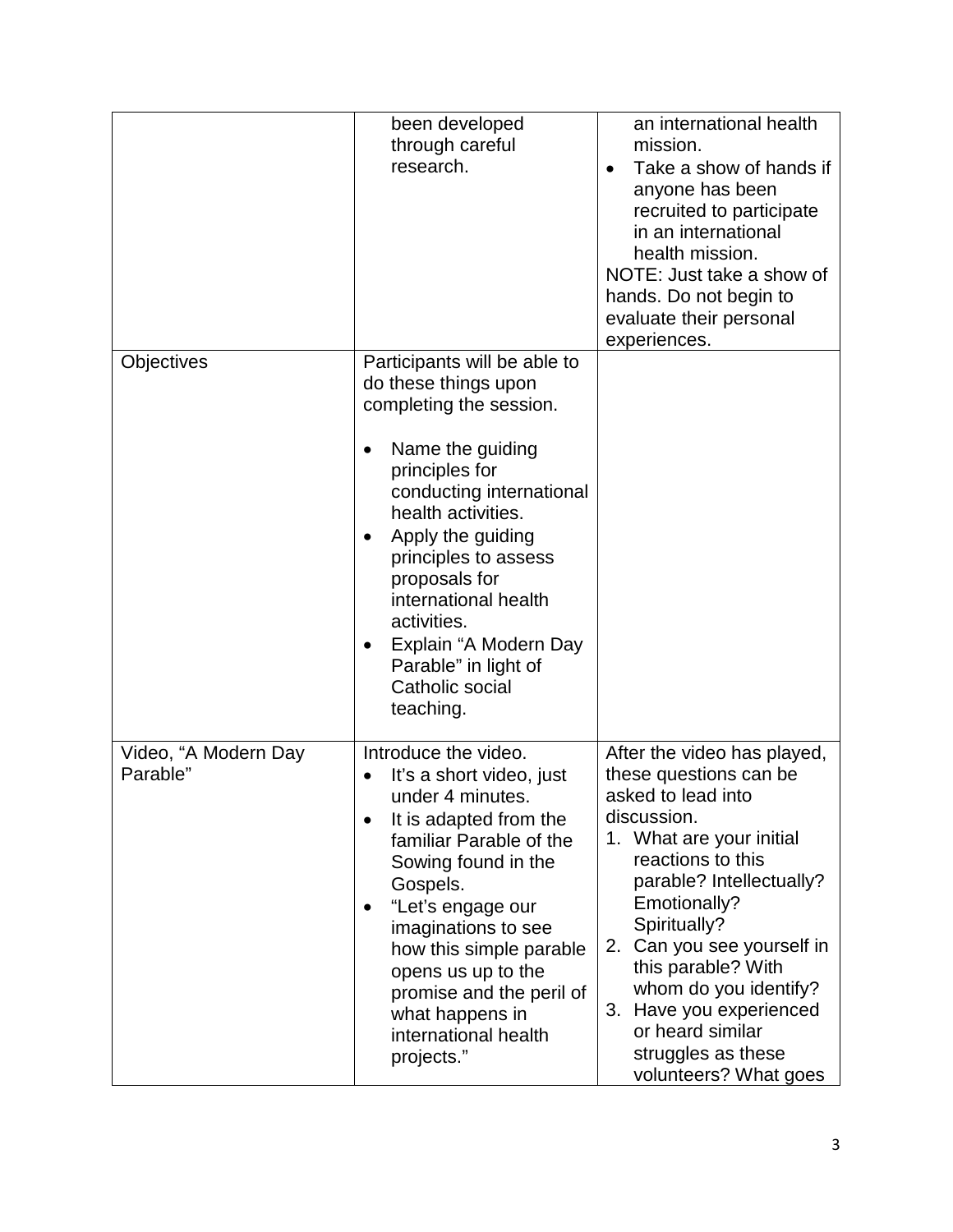| | | |
|---|---|---|
| | been developed through careful research. | an international health mission.<br>• Take a show of hands if anyone has been recruited to participate in an international health mission.<br>NOTE: Just take a show of hands. Do not begin to evaluate their personal experiences. |
| Objectives | Participants will be able to do these things upon completing the session.<br><br>• Name the guiding principles for conducting international health activities.<br>• Apply the guiding principles to assess proposals for international health activities.<br>• Explain "A Modern Day Parable" in light of Catholic social teaching. | |
| Video, "A Modern Day Parable" | Introduce the video.<br>• It's a short video, just under 4 minutes.<br>• It is adapted from the familiar Parable of the Sowing found in the Gospels.<br>• "Let's engage our imaginations to see how this simple parable opens us up to the promise and the peril of what happens in international health projects." | After the video has played, these questions can be asked to lead into discussion.<br>1. What are your initial reactions to this parable? Intellectually? Emotionally? Spiritually?<br>2. Can you see yourself in this parable? With whom do you identify?<br>3. Have you experienced or heard similar struggles as these volunteers? What goes |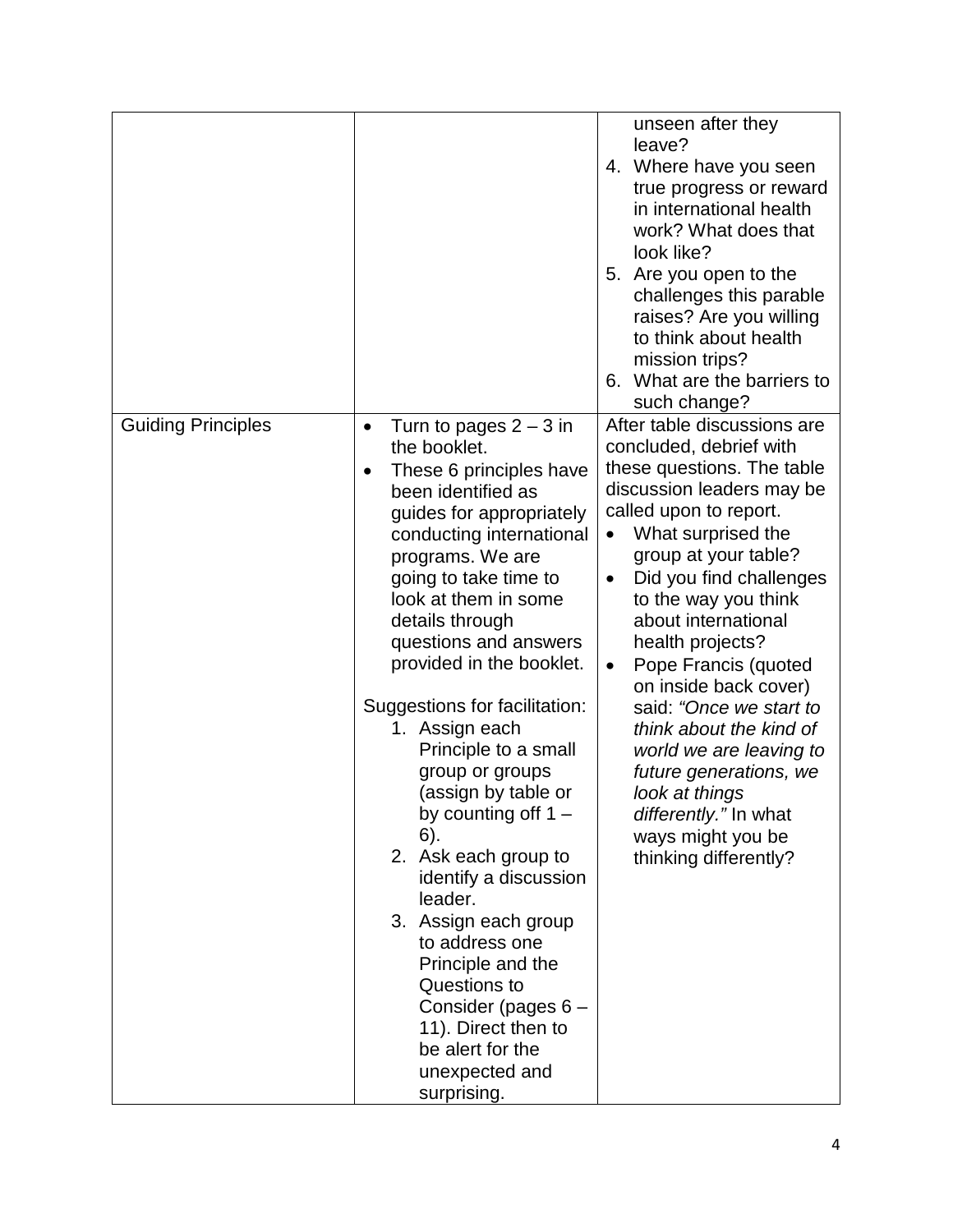| | | |
|---|---|---|
| | | unseen after they leave?<br>4. Where have you seen true progress or reward in international health work? What does that look like?<br>5. Are you open to the challenges this parable raises? Are you willing to think about health mission trips?<br>6. What are the barriers to such change? |
| Guiding Principles | • Turn to pages 2 – 3 in the booklet.<br>• These 6 principles have been identified as guides for appropriately conducting international programs. We are going to take time to look at them in some details through questions and answers provided in the booklet.<br><br>Suggestions for facilitation:<br>1. Assign each Principle to a small group or groups (assign by table or by counting off 1 – 6).<br>2. Ask each group to identify a discussion leader.<br>3. Assign each group to address one Principle and the Questions to Consider (pages 6 – 11). Direct then to be alert for the unexpected and surprising. | After table discussions are concluded, debrief with these questions. The table discussion leaders may be called upon to report.<br>• What surprised the group at your table?<br>• Did you find challenges to the way you think about international health projects?<br>• Pope Francis (quoted on inside back cover) said: *"Once we start to think about the kind of world we are leaving to future generations, we look at things differently."* In what ways might you be thinking differently? |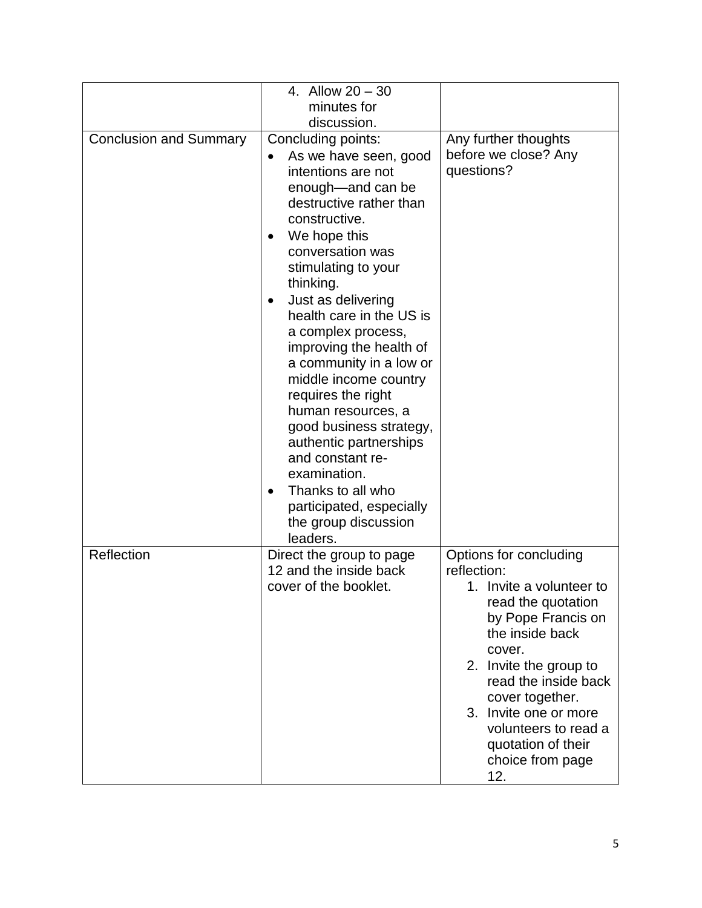| | | |
|---|---|---|
| | 4. Allow 20 – 30 minutes for discussion. | |
| Conclusion and Summary | Concluding points:<br>• As we have seen, good intentions are not enough—and can be destructive rather than constructive.<br>• We hope this conversation was stimulating to your thinking.<br>• Just as delivering health care in the US is a complex process, improving the health of a community in a low or middle income country requires the right human resources, a good business strategy, authentic partnerships and constant re-examination.<br>• Thanks to all who participated, especially the group discussion leaders. | Any further thoughts before we close? Any questions? |
| Reflection | Direct the group to page 12 and the inside back cover of the booklet. | Options for concluding reflection:<br>1. Invite a volunteer to read the quotation by Pope Francis on the inside back cover.<br>2. Invite the group to read the inside back cover together.<br>3. Invite one or more volunteers to read a quotation of their choice from page 12. |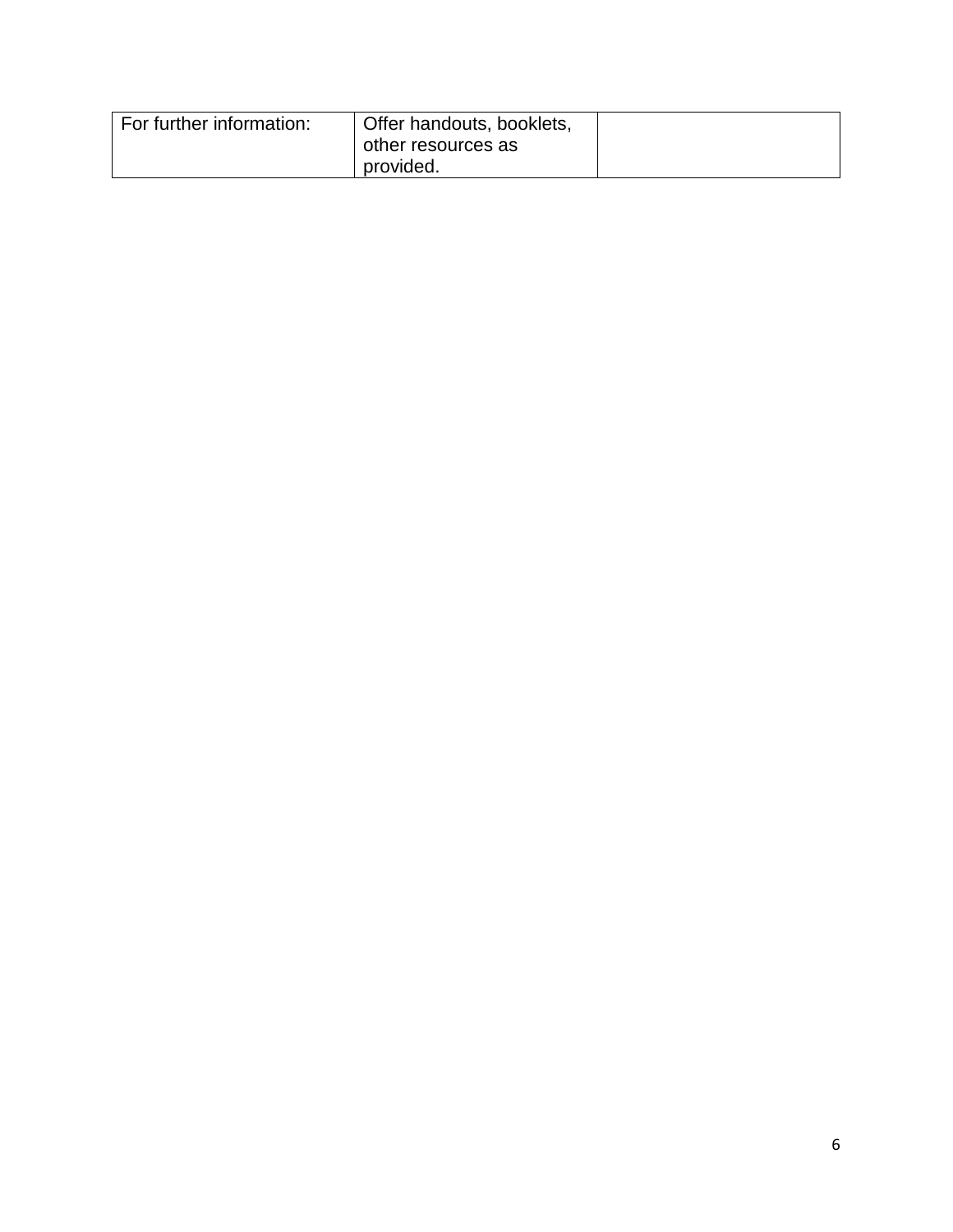| | | |
|---|---|---|
| For further information: | Offer handouts, booklets, other resources as provided. | |